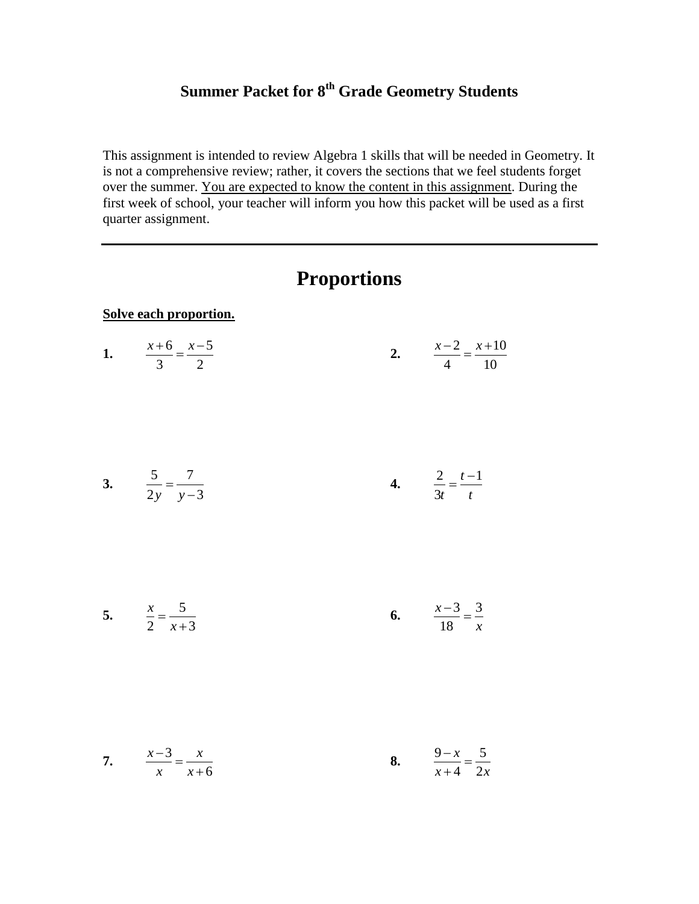# Summer Packet for 8th Grade Geometry Students

This assignment is intended to review Algebra 1 skills that will be needed in Geometry. It is not a comprehensive review; rather, it covers the sections that we feel students forget over the summer. <u>You are expected to know the content in this assignment</u>. During the first week of school, your teacher will inform you how this packet will be used as a first quarter assignment.

---

## Proportions

**<u>Solve each proportion.</u>**

**1.** $\dfrac{x+6}{3} = \dfrac{x-5}{2}$

**2.** $\dfrac{x-2}{4} = \dfrac{x+10}{10}$

**3.** $\dfrac{5}{2y} = \dfrac{7}{y-3}$

**4.** $\dfrac{2}{3t} = \dfrac{t-1}{t}$

**5.** $\dfrac{x}{2} = \dfrac{5}{x+3}$

**6.** $\dfrac{x-3}{18} = \dfrac{3}{x}$

**7.** $\dfrac{x-3}{x} = \dfrac{x}{x+6}$

**8.** $\dfrac{9-x}{x+4} = \dfrac{5}{2x}$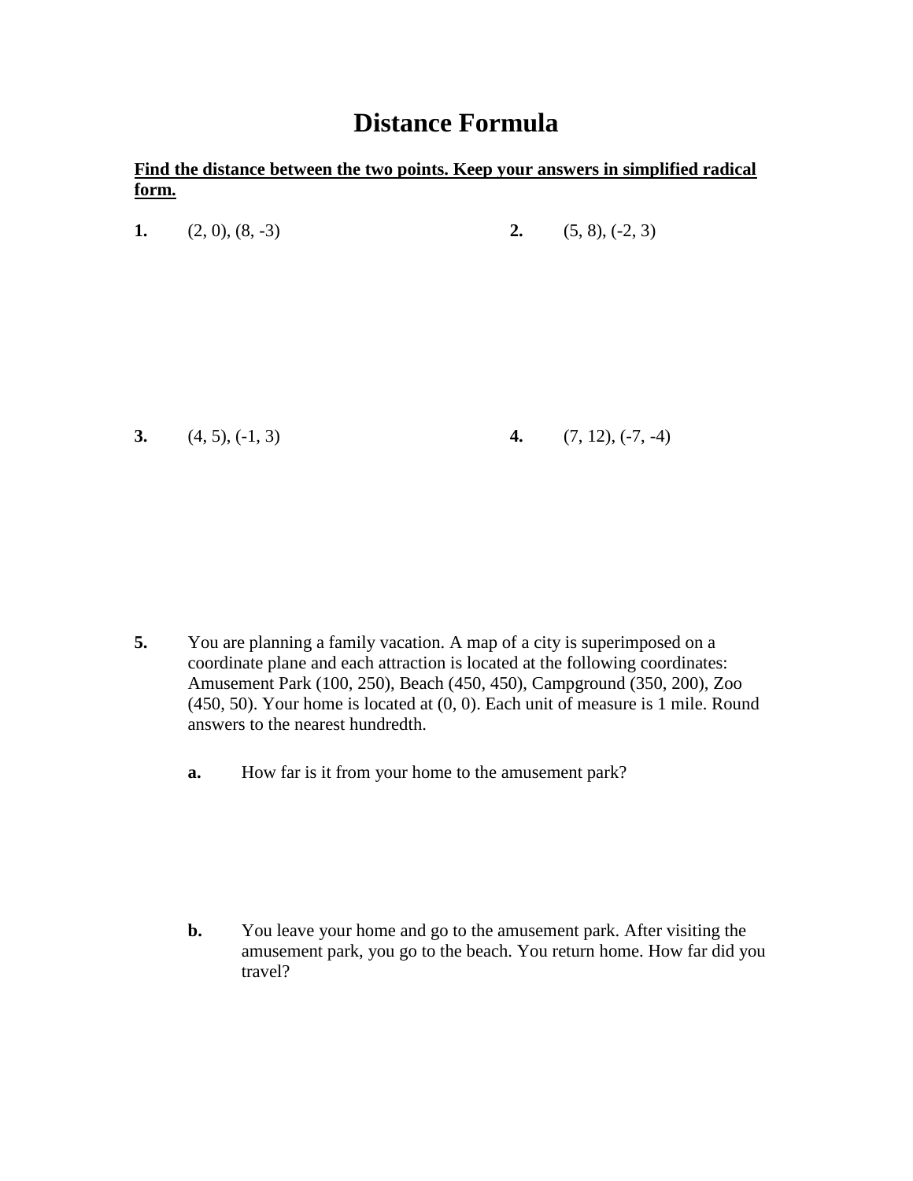# Distance Formula

**Find the distance between the two points. Keep your answers in simplified radical form.**

**1.** (2, 0), (8, -3)

**2.** (5, 8), (-2, 3)

**3.** (4, 5), (-1, 3)

**4.** (7, 12), (-7, -4)

**5.** You are planning a family vacation. A map of a city is superimposed on a coordinate plane and each attraction is located at the following coordinates: Amusement Park (100, 250), Beach (450, 450), Campground (350, 200), Zoo (450, 50). Your home is located at (0, 0). Each unit of measure is 1 mile. Round answers to the nearest hundredth.

**a.** How far is it from your home to the amusement park?

**b.** You leave your home and go to the amusement park. After visiting the amusement park, you go to the beach. You return home. How far did you travel?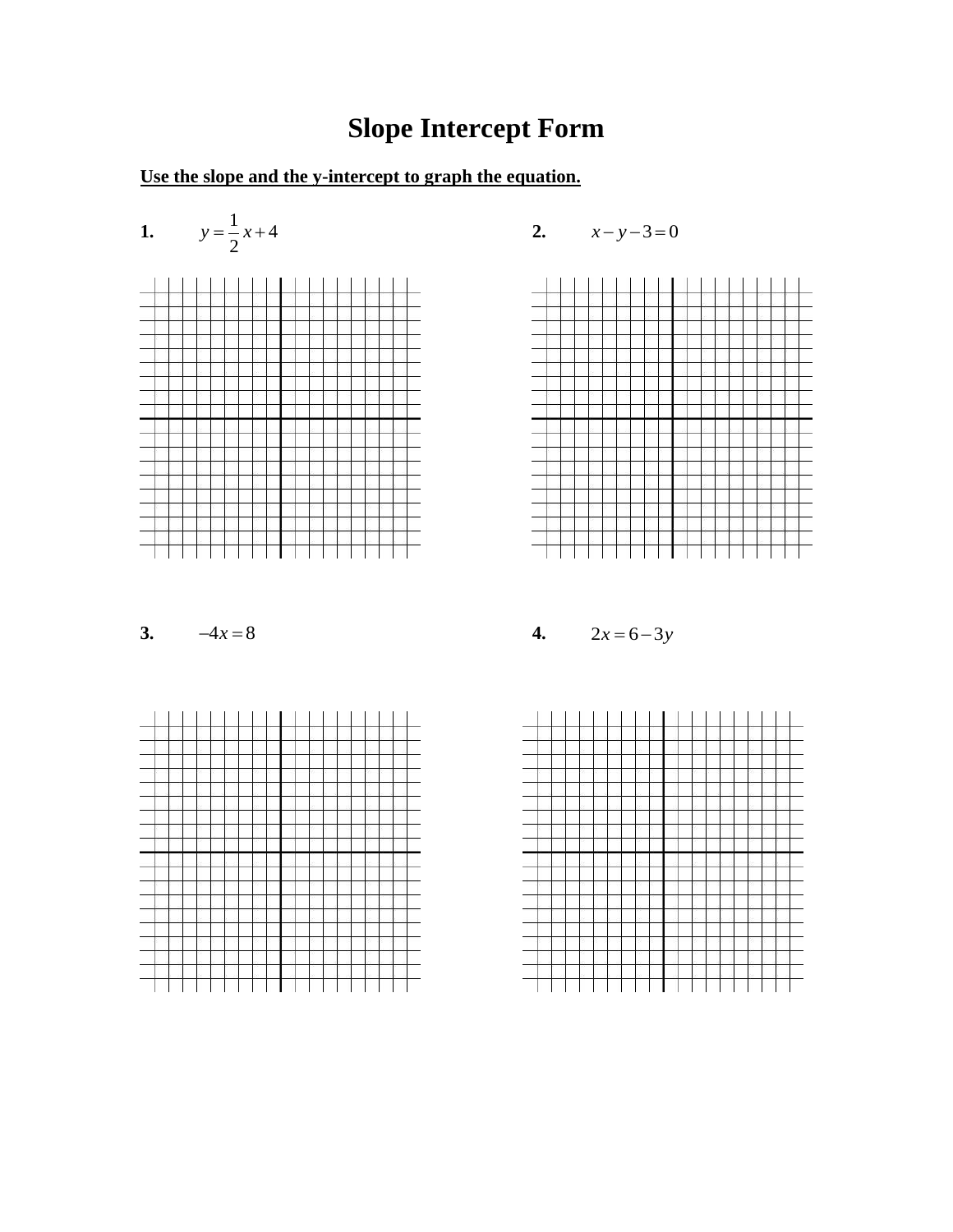# Slope Intercept Form

**Use the slope and the y-intercept to graph the equation.**

**1.** $y = \frac{1}{2}x + 4$

**2.** $x - y - 3 = 0$

**3.** $-4x = 8$

**4.** $2x = 6 - 3y$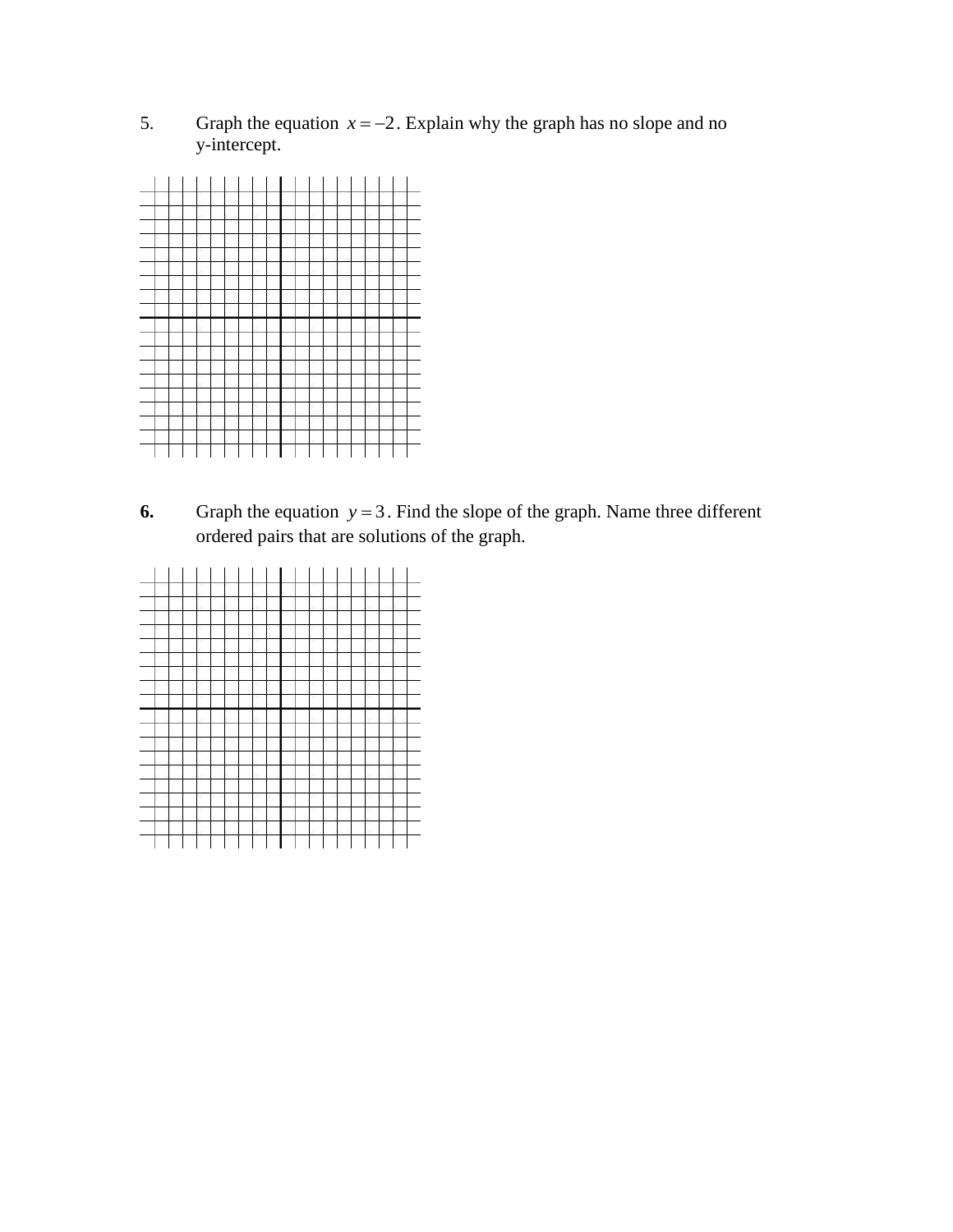5. Graph the equation $x = -2$. Explain why the graph has no slope and no y-intercept.

**6.** Graph the equation $y = 3$. Find the slope of the graph. Name three different ordered pairs that are solutions of the graph.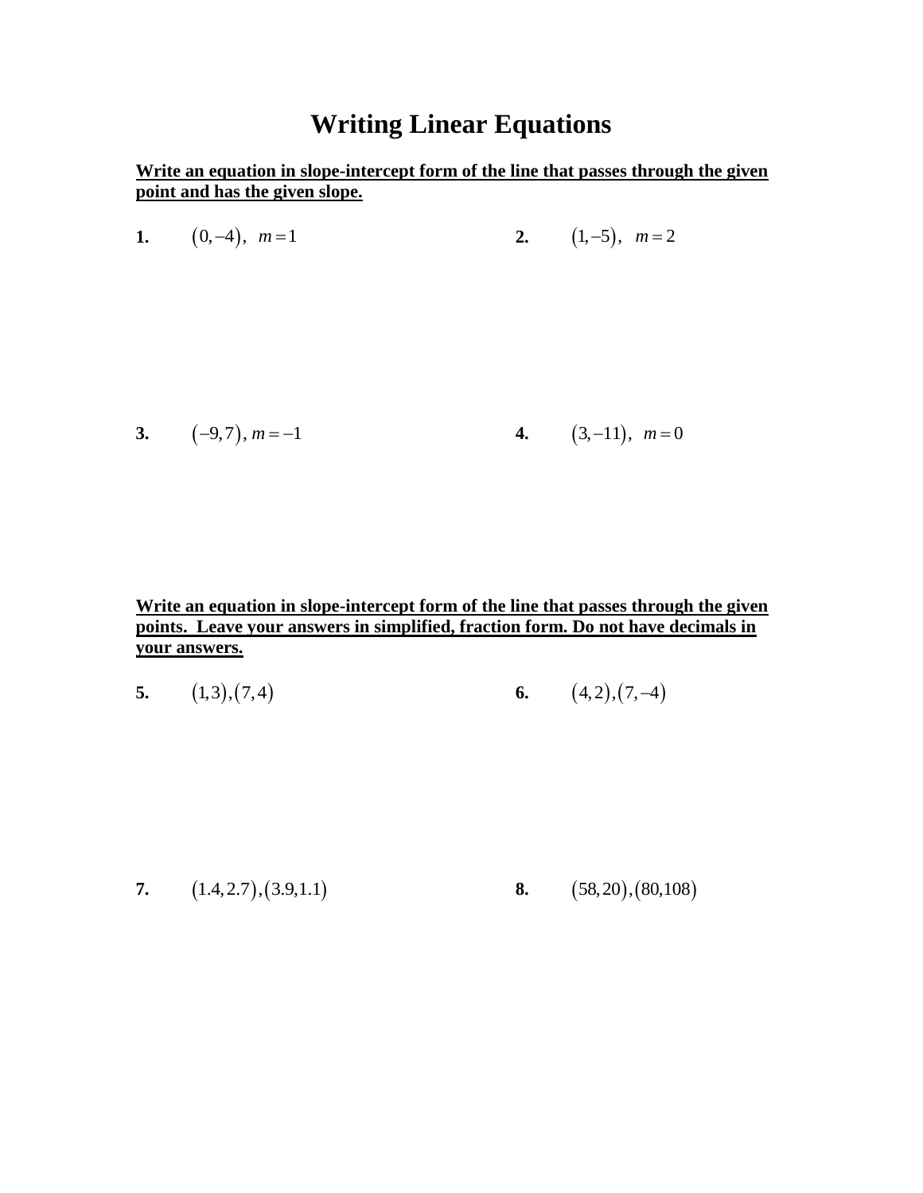# Writing Linear Equations

**Write an equation in slope-intercept form of the line that passes through the given point and has the given slope.**

**1.** $(0,-4),\ \ m=1$

**2.** $(1,-5),\ \ m=2$

**3.** $(-9,7),\ m=-1$

**4.** $(3,-11),\ \ m=0$

**Write an equation in slope-intercept form of the line that passes through the given points. Leave your answers in simplified, fraction form. Do not have decimals in your answers.**

**5.** $(1,3),(7,4)$

**6.** $(4,2),(7,-4)$

**7.** $(1.4,2.7),(3.9,1.1)$

**8.** $(58,20),(80,108)$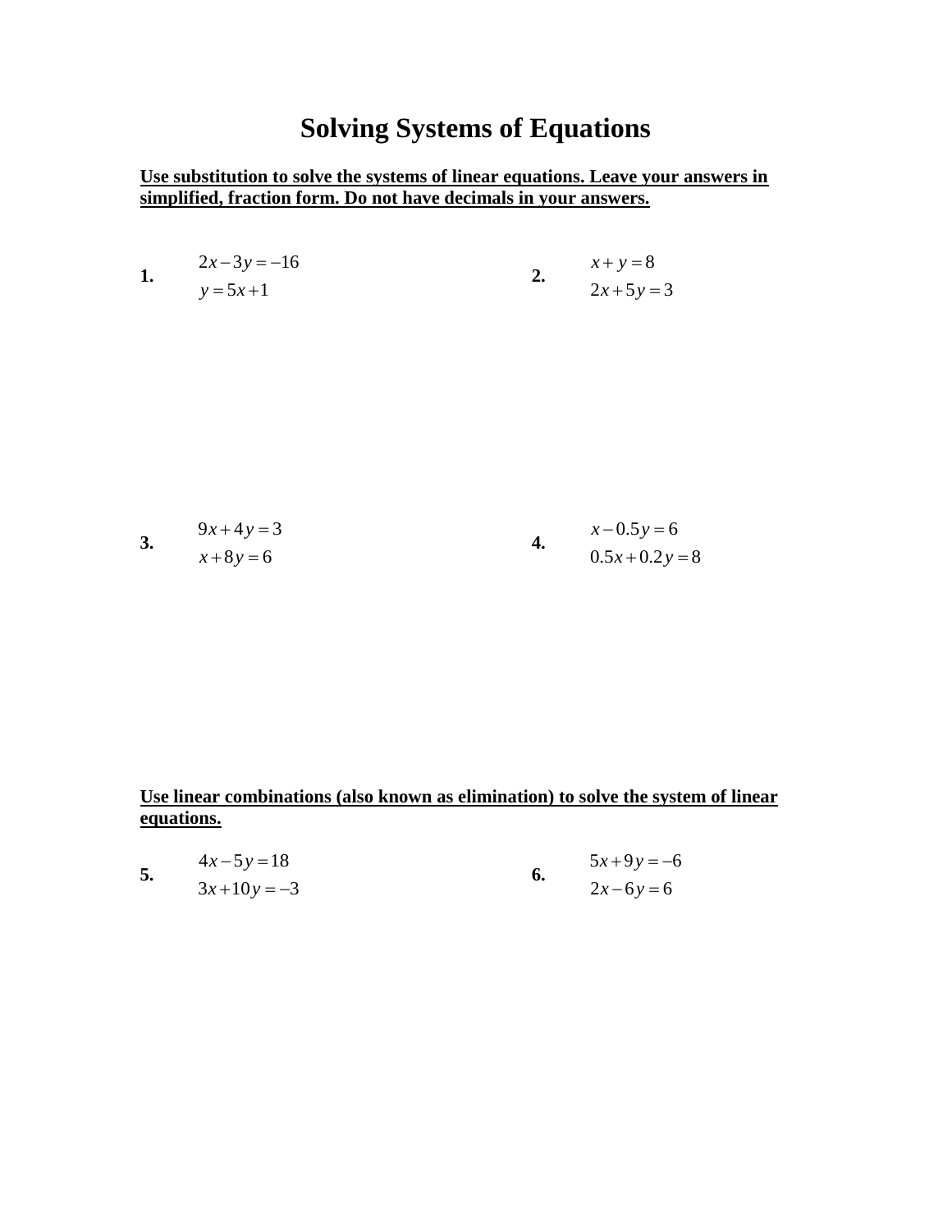# Solving Systems of Equations

**Use substitution to solve the systems of linear equations. Leave your answers in simplified, fraction form. Do not have decimals in your answers.**

**1.** 
$$\begin{aligned} 2x - 3y &= -16 \\ y &= 5x + 1 \end{aligned}$$

**2.** 
$$\begin{aligned} x + y &= 8 \\ 2x + 5y &= 3 \end{aligned}$$

**3.** 
$$\begin{aligned} 9x + 4y &= 3 \\ x + 8y &= 6 \end{aligned}$$

**4.** 
$$\begin{aligned} x - 0.5y &= 6 \\ 0.5x + 0.2y &= 8 \end{aligned}$$

**Use linear combinations (also known as elimination) to solve the system of linear equations.**

**5.** 
$$\begin{aligned} 4x - 5y &= 18 \\ 3x + 10y &= -3 \end{aligned}$$

**6.** 
$$\begin{aligned} 5x + 9y &= -6 \\ 2x - 6y &= 6 \end{aligned}$$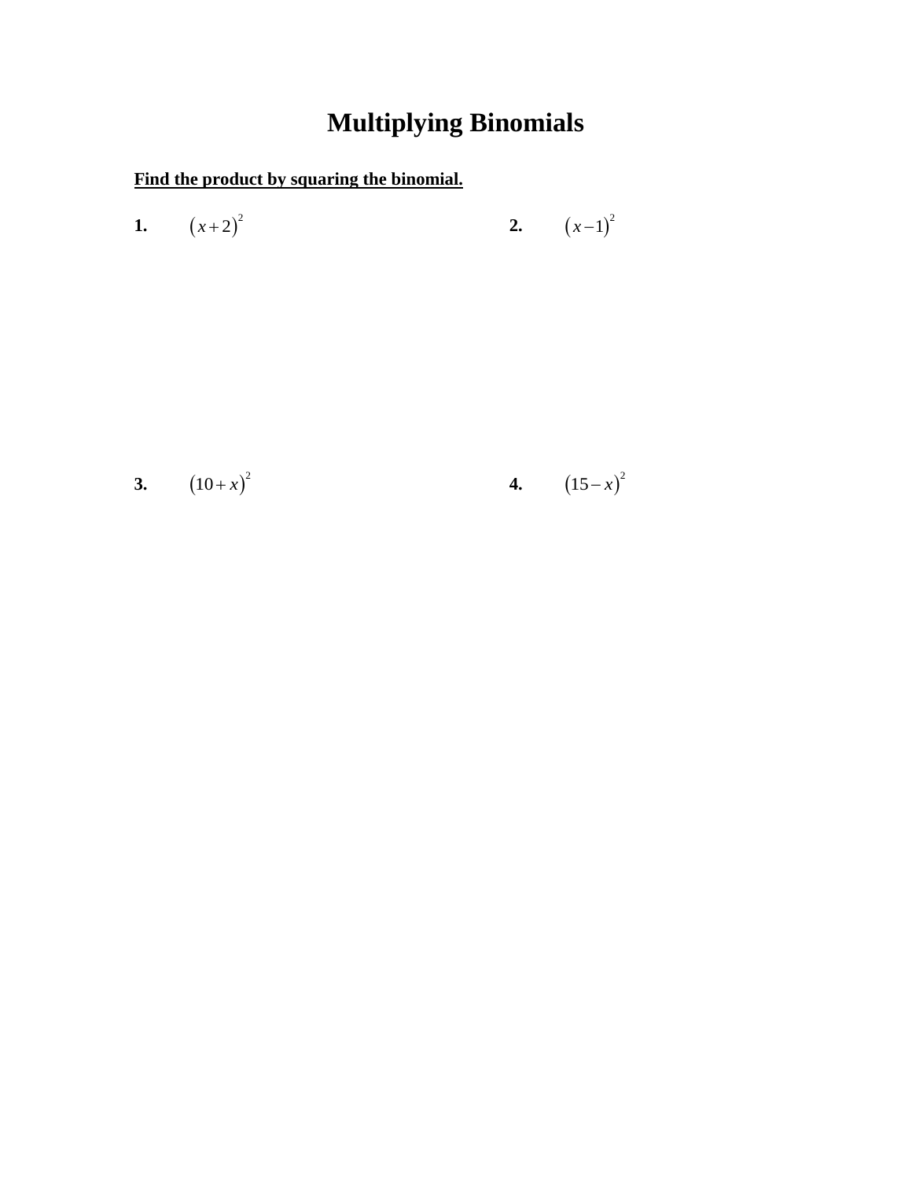# Multiplying Binomials

**<u>Find the product by squaring the binomial.</u>**

**1.** $\left(x+2\right)^2$

**2.** $\left(x-1\right)^2$

**3.** $\left(10+x\right)^2$

**4.** $\left(15-x\right)^2$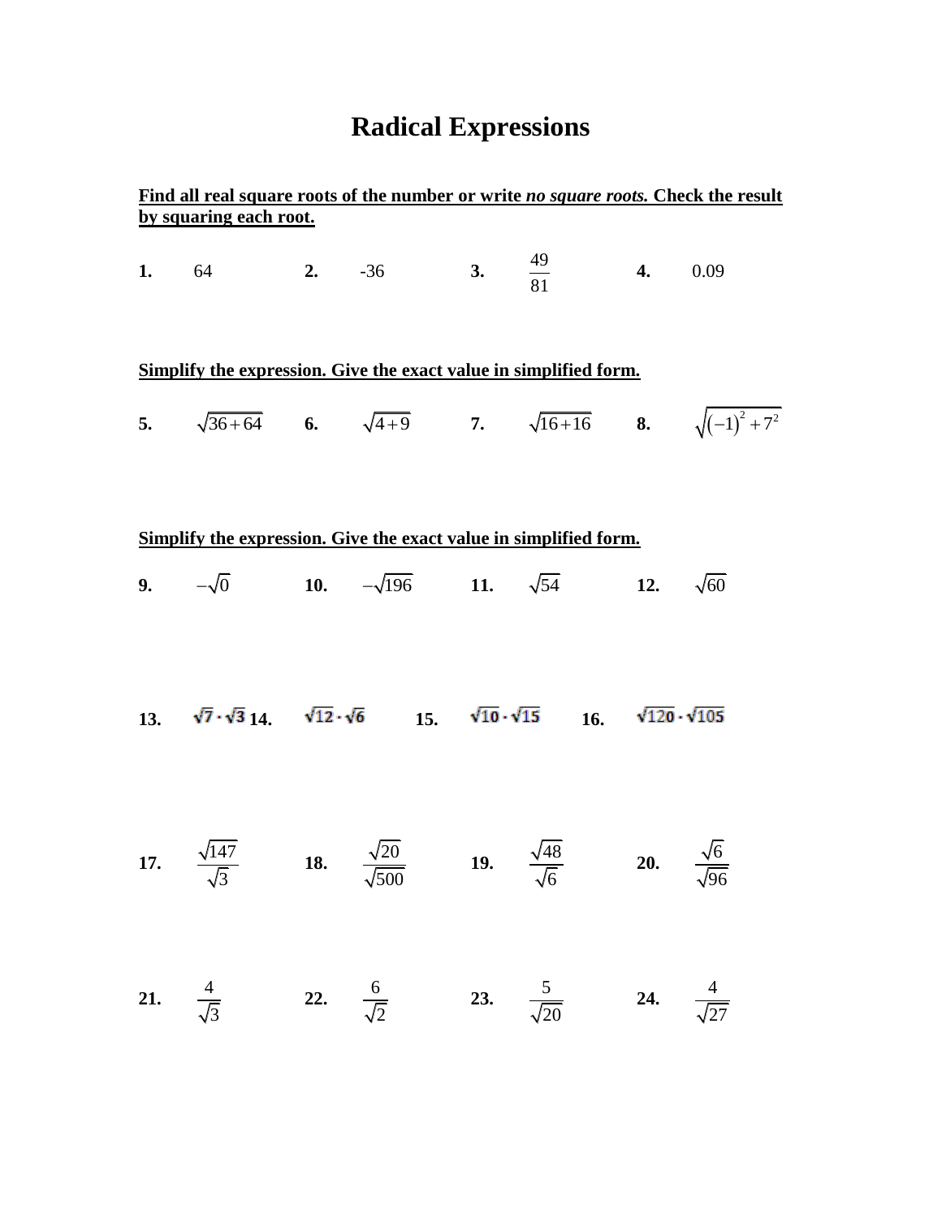# Radical Expressions

**<u>Find all real square roots of the number or write *no square roots.* Check the result by squaring each root.</u>**

**1.** 64 **2.** -36 **3.** $\frac{49}{81}$ **4.** 0.09

**<u>Simplify the expression. Give the exact value in simplified form.</u>**

**5.** $\sqrt{36+64}$ **6.** $\sqrt{4+9}$ **7.** $\sqrt{16+16}$ **8.** $\sqrt{(-1)^2+7^2}$

**<u>Simplify the expression. Give the exact value in simplified form.</u>**

**9.** $-\sqrt{0}$ **10.** $-\sqrt{196}$ **11.** $\sqrt{54}$ **12.** $\sqrt{60}$

**13.** $\sqrt{7}\cdot\sqrt{3}$ **14.** $\sqrt{12}\cdot\sqrt{6}$ **15.** $\sqrt{10}\cdot\sqrt{15}$ **16.** $\sqrt{120}\cdot\sqrt{105}$

**17.** $\frac{\sqrt{147}}{\sqrt{3}}$ **18.** $\frac{\sqrt{20}}{\sqrt{500}}$ **19.** $\frac{\sqrt{48}}{\sqrt{6}}$ **20.** $\frac{\sqrt{6}}{\sqrt{96}}$

**21.** $\frac{4}{\sqrt{3}}$ **22.** $\frac{6}{\sqrt{2}}$ **23.** $\frac{5}{\sqrt{20}}$ **24.** $\frac{4}{\sqrt{27}}$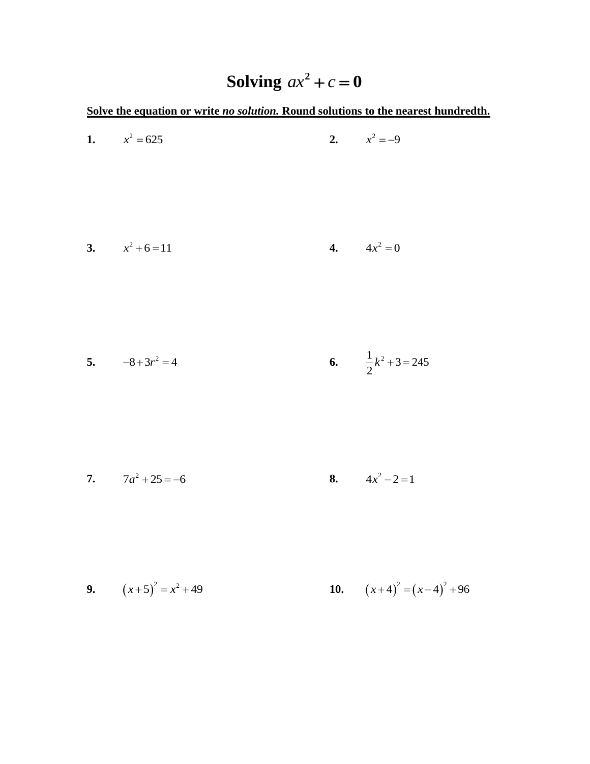# Solving $ax^2 + c = 0$

**<u>Solve the equation or write *no solution.* Round solutions to the nearest hundredth.</u>**

**1.** $x^2 = 625$

**2.** $x^2 = -9$

**3.** $x^2 + 6 = 11$

**4.** $4x^2 = 0$

**5.** $-8 + 3r^2 = 4$

**6.** $\frac{1}{2}k^2 + 3 = 245$

**7.** $7a^2 + 25 = -6$

**8.** $4x^2 - 2 = 1$

**9.** $(x+5)^2 = x^2 + 49$

**10.** $(x+4)^2 = (x-4)^2 + 96$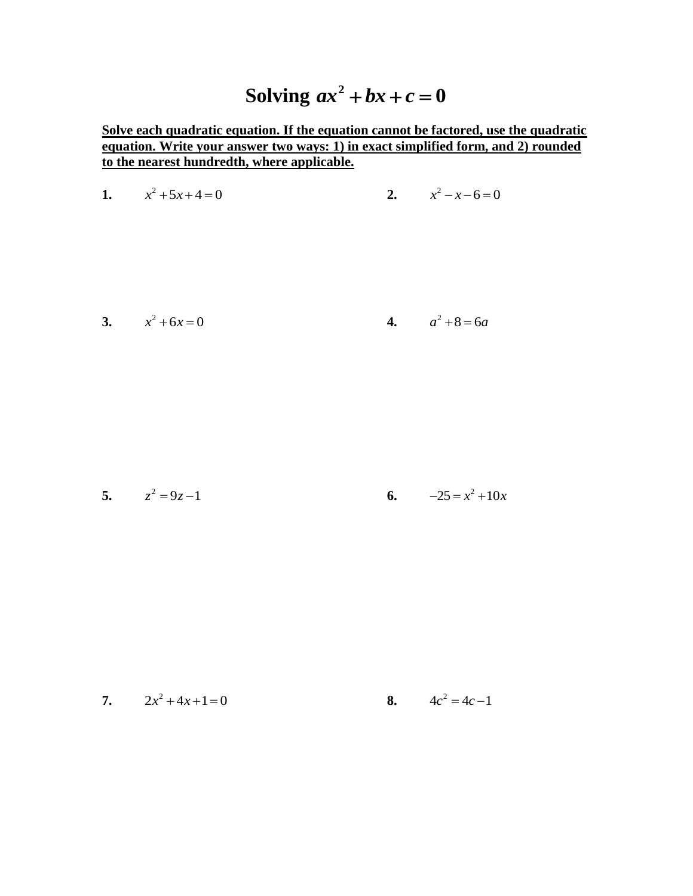# Solving $ax^2 + bx + c = 0$

**Solve each quadratic equation. If the equation cannot be factored, use the quadratic equation. Write your answer two ways: 1) in exact simplified form, and 2) rounded to the nearest hundredth, where applicable.**

**1.** $x^2 + 5x + 4 = 0$

**2.** $x^2 - x - 6 = 0$

**3.** $x^2 + 6x = 0$

**4.** $a^2 + 8 = 6a$

**5.** $z^2 = 9z - 1$

**6.** $-25 = x^2 + 10x$

**7.** $2x^2 + 4x + 1 = 0$

**8.** $4c^2 = 4c - 1$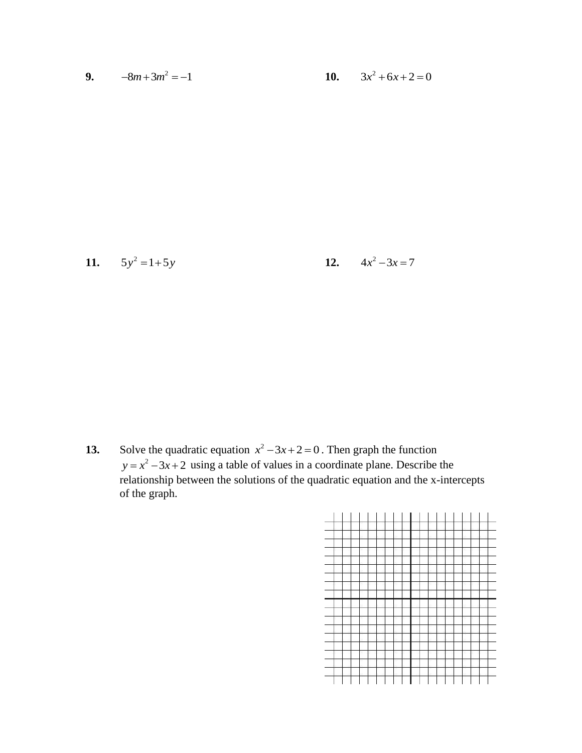**9.** $-8m + 3m^2 = -1$

**10.** $3x^2 + 6x + 2 = 0$

**11.** $5y^2 = 1 + 5y$

**12.** $4x^2 - 3x = 7$

**13.** Solve the quadratic equation $x^2 - 3x + 2 = 0$. Then graph the function $y = x^2 - 3x + 2$ using a table of values in a coordinate plane. Describe the relationship between the solutions of the quadratic equation and the x-intercepts of the graph.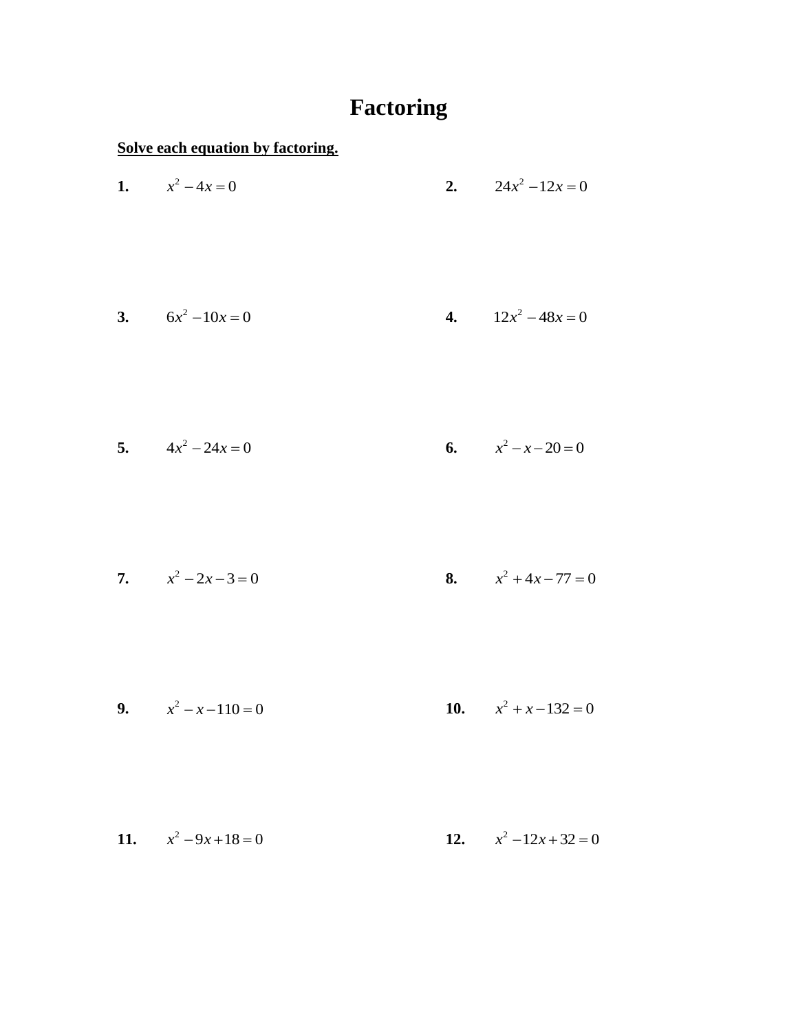# Factoring

**Solve each equation by factoring.**

**1.** $x^2 - 4x = 0$

**2.** $24x^2 - 12x = 0$

**3.** $6x^2 - 10x = 0$

**4.** $12x^2 - 48x = 0$

**5.** $4x^2 - 24x = 0$

**6.** $x^2 - x - 20 = 0$

**7.** $x^2 - 2x - 3 = 0$

**8.** $x^2 + 4x - 77 = 0$

**9.** $x^2 - x - 110 = 0$

**10.** $x^2 + x - 132 = 0$

**11.** $x^2 - 9x + 18 = 0$

**12.** $x^2 - 12x + 32 = 0$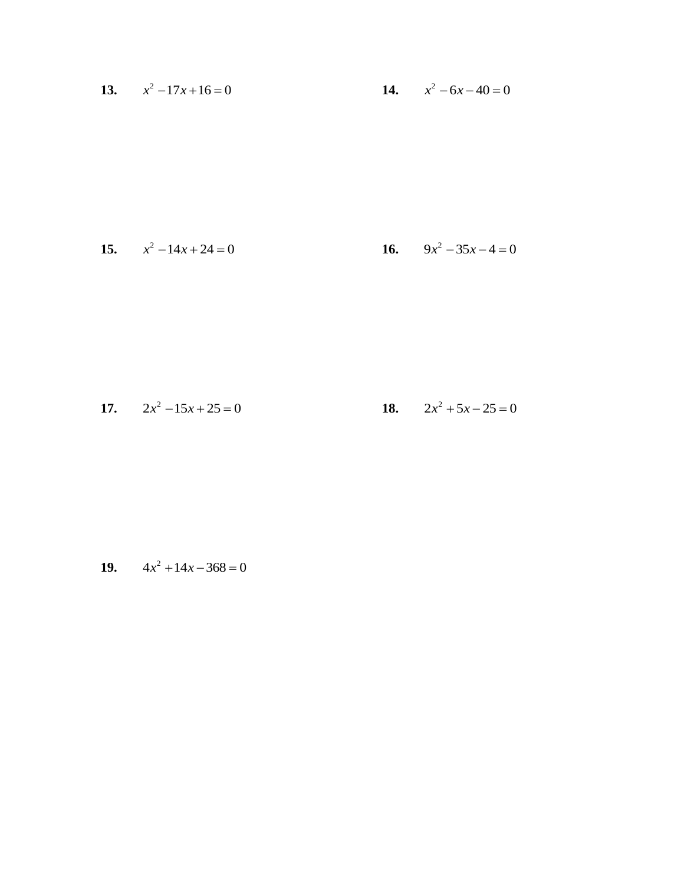**13.** $x^2 - 17x + 16 = 0$

**14.** $x^2 - 6x - 40 = 0$

**15.** $x^2 - 14x + 24 = 0$

**16.** $9x^2 - 35x - 4 = 0$

**17.** $2x^2 - 15x + 25 = 0$

**18.** $2x^2 + 5x - 25 = 0$

**19.** $4x^2 + 14x - 368 = 0$